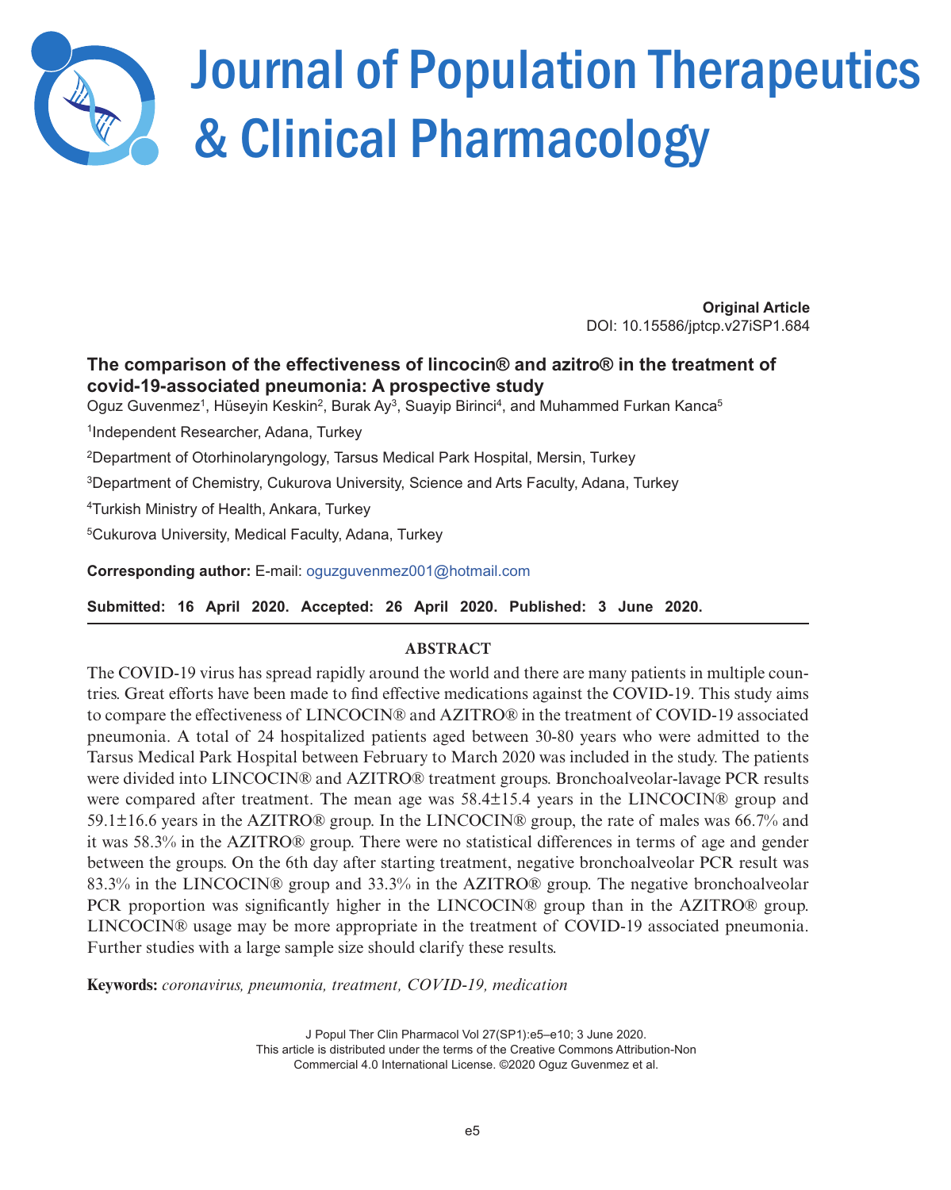# Journal of Population Therapeutics & Clinical Pharmacology

**Original Article**
DOI: 10.15586/jptcp.v27iSP1.684

## The comparison of the effectiveness of lincocin® and azitro® in the treatment of covid-19-associated pneumonia: A prospective study

Oguz Guvenmez[1], Hüseyin Keskin[2], Burak Ay[3], Suayip Birinci[4], and Muhammed Furkan Kanca[5]

[1]Independent Researcher, Adana, Turkey

[2]Department of Otorhinolaryngology, Tarsus Medical Park Hospital, Mersin, Turkey

[3]Department of Chemistry, Cukurova University, Science and Arts Faculty, Adana, Turkey

[4]Turkish Ministry of Health, Ankara, Turkey

[5]Cukurova University, Medical Faculty, Adana, Turkey

**Corresponding author:** E-mail: oguzguvenmez001@hotmail.com

**Submitted: 16 April 2020. Accepted: 26 April 2020. Published: 3 June 2020.**

### ABSTRACT

The COVID-19 virus has spread rapidly around the world and there are many patients in multiple countries. Great efforts have been made to find effective medications against the COVID-19. This study aims to compare the effectiveness of LINCOCIN® and AZITRO® in the treatment of COVID-19 associated pneumonia. A total of 24 hospitalized patients aged between 30-80 years who were admitted to the Tarsus Medical Park Hospital between February to March 2020 was included in the study. The patients were divided into LINCOCIN® and AZITRO® treatment groups. Bronchoalveolar-lavage PCR results were compared after treatment. The mean age was 58.4±15.4 years in the LINCOCIN® group and 59.1±16.6 years in the AZITRO® group. In the LINCOCIN® group, the rate of males was 66.7% and it was 58.3% in the AZITRO® group. There were no statistical differences in terms of age and gender between the groups. On the 6th day after starting treatment, negative bronchoalveolar PCR result was 83.3% in the LINCOCIN® group and 33.3% in the AZITRO® group. The negative bronchoalveolar PCR proportion was significantly higher in the LINCOCIN® group than in the AZITRO® group. LINCOCIN® usage may be more appropriate in the treatment of COVID-19 associated pneumonia. Further studies with a large sample size should clarify these results.

**Keywords:** *coronavirus, pneumonia, treatment, COVID-19, medication*

This article is distributed under the terms of the Creative Commons Attribution-Non Commercial 4.0 International License. ©2020 Oguz Guvenmez et al.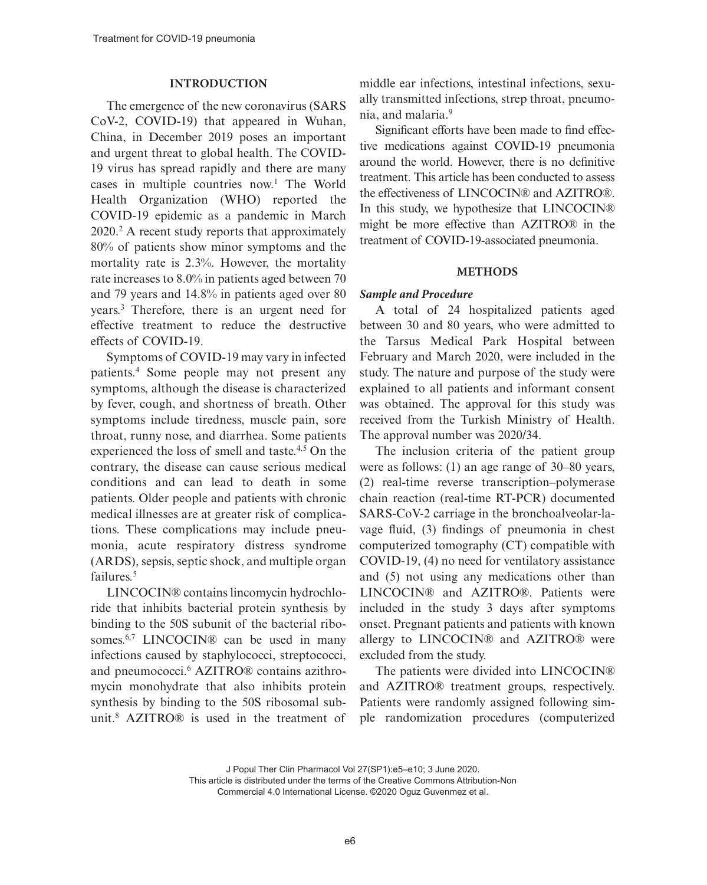## INTRODUCTION

The emergence of the new coronavirus (SARS CoV-2, COVID-19) that appeared in Wuhan, China, in December 2019 poses an important and urgent threat to global health. The COVID-19 virus has spread rapidly and there are many cases in multiple countries now.[1] The World Health Organization (WHO) reported the COVID-19 epidemic as a pandemic in March 2020.[2] A recent study reports that approximately 80% of patients show minor symptoms and the mortality rate is 2.3%. However, the mortality rate increases to 8.0% in patients aged between 70 and 79 years and 14.8% in patients aged over 80 years.[3] Therefore, there is an urgent need for effective treatment to reduce the destructive effects of COVID-19.

Symptoms of COVID-19 may vary in infected patients.[4] Some people may not present any symptoms, although the disease is characterized by fever, cough, and shortness of breath. Other symptoms include tiredness, muscle pain, sore throat, runny nose, and diarrhea. Some patients experienced the loss of smell and taste.[4,5] On the contrary, the disease can cause serious medical conditions and can lead to death in some patients. Older people and patients with chronic medical illnesses are at greater risk of complications. These complications may include pneumonia, acute respiratory distress syndrome (ARDS), sepsis, septic shock, and multiple organ failures.[5]

LINCOCIN® contains lincomycin hydrochloride that inhibits bacterial protein synthesis by binding to the 50S subunit of the bacterial ribosomes.[6,7] LINCOCIN® can be used in many infections caused by staphylococci, streptococci, and pneumococci.[6] AZITRO® contains azithromycin monohydrate that also inhibits protein synthesis by binding to the 50S ribosomal subunit.[8] AZITRO® is used in the treatment of middle ear infections, intestinal infections, sexually transmitted infections, strep throat, pneumonia, and malaria.[9]

Significant efforts have been made to find effective medications against COVID-19 pneumonia around the world. However, there is no definitive treatment. This article has been conducted to assess the effectiveness of LINCOCIN® and AZITRO®. In this study, we hypothesize that LINCOCIN® might be more effective than AZITRO® in the treatment of COVID-19-associated pneumonia.

## METHODS

### *Sample and Procedure*

A total of 24 hospitalized patients aged between 30 and 80 years, who were admitted to the Tarsus Medical Park Hospital between February and March 2020, were included in the study. The nature and purpose of the study were explained to all patients and informant consent was obtained. The approval for this study was received from the Turkish Ministry of Health. The approval number was 2020/34.

The inclusion criteria of the patient group were as follows: (1) an age range of 30–80 years, (2) real-time reverse transcription–polymerase chain reaction (real-time RT-PCR) documented SARS-CoV-2 carriage in the bronchoalveolar-lavage fluid, (3) findings of pneumonia in chest computerized tomography (CT) compatible with COVID-19, (4) no need for ventilatory assistance and (5) not using any medications other than LINCOCIN® and AZITRO®. Patients were included in the study 3 days after symptoms onset. Pregnant patients and patients with known allergy to LINCOCIN® and AZITRO® were excluded from the study.

The patients were divided into LINCOCIN® and AZITRO® treatment groups, respectively. Patients were randomly assigned following simple randomization procedures (computerized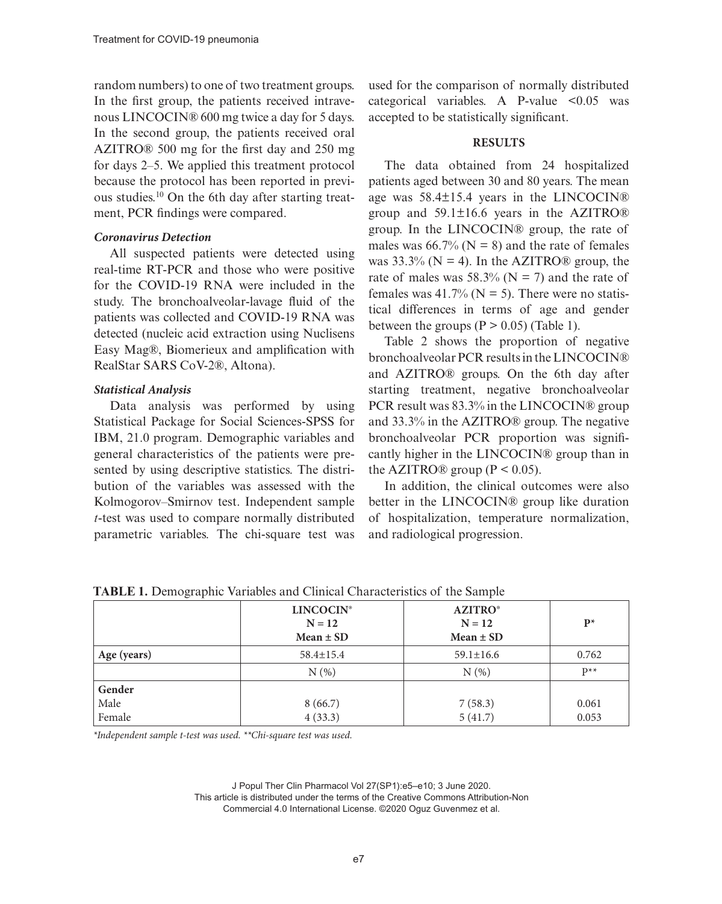random numbers) to one of two treatment groups. In the first group, the patients received intravenous LINCOCIN® 600 mg twice a day for 5 days. In the second group, the patients received oral AZITRO® 500 mg for the first day and 250 mg for days 2–5. We applied this treatment protocol because the protocol has been reported in previous studies.[10] On the 6th day after starting treatment, PCR findings were compared.

### *Coronavirus Detection*

All suspected patients were detected using real-time RT-PCR and those who were positive for the COVID-19 RNA were included in the study. The bronchoalveolar-lavage fluid of the patients was collected and COVID-19 RNA was detected (nucleic acid extraction using Nuclisens Easy Mag®, Biomerieux and amplification with RealStar SARS CoV-2®, Altona).

### *Statistical Analysis*

Data analysis was performed by using Statistical Package for Social Sciences-SPSS for IBM, 21.0 program. Demographic variables and general characteristics of the patients were presented by using descriptive statistics. The distribution of the variables was assessed with the Kolmogorov–Smirnov test. Independent sample *t*-test was used to compare normally distributed parametric variables. The chi-square test was used for the comparison of normally distributed categorical variables. A P-value <0.05 was accepted to be statistically significant.

## RESULTS

The data obtained from 24 hospitalized patients aged between 30 and 80 years. The mean age was 58.4±15.4 years in the LINCOCIN® group and 59.1±16.6 years in the AZITRO® group. In the LINCOCIN® group, the rate of males was 66.7% (N = 8) and the rate of females was 33.3% (N = 4). In the AZITRO® group, the rate of males was 58.3% (N = 7) and the rate of females was 41.7% (N = 5). There were no statistical differences in terms of age and gender between the groups ($P > 0.05$) (Table 1).

Table 2 shows the proportion of negative bronchoalveolar PCR results in the LINCOCIN® and AZITRO® groups. On the 6th day after starting treatment, negative bronchoalveolar PCR result was 83.3% in the LINCOCIN® group and 33.3% in the AZITRO® group. The negative bronchoalveolar PCR proportion was significantly higher in the LINCOCIN® group than in the AZITRO® group ($P < 0.05$).

In addition, the clinical outcomes were also better in the LINCOCIN® group like duration of hospitalization, temperature normalization, and radiological progression.

**TABLE 1.** Demographic Variables and Clinical Characteristics of the Sample

| | LINCOCIN® N = 12 Mean ± SD | AZITRO® N = 12 Mean ± SD | P* |
|---|---|---|---|
| **Age (years)** | 58.4±15.4 | 59.1±16.6 | 0.762 |
| | N (%) | N (%) | P** |
| **Gender** | | | |
| Male | 8 (66.7) | 7 (58.3) | 0.061 |
| Female | 4 (33.3) | 5 (41.7) | 0.053 |

*\*Independent sample t-test was used. \*\*Chi-square test was used.*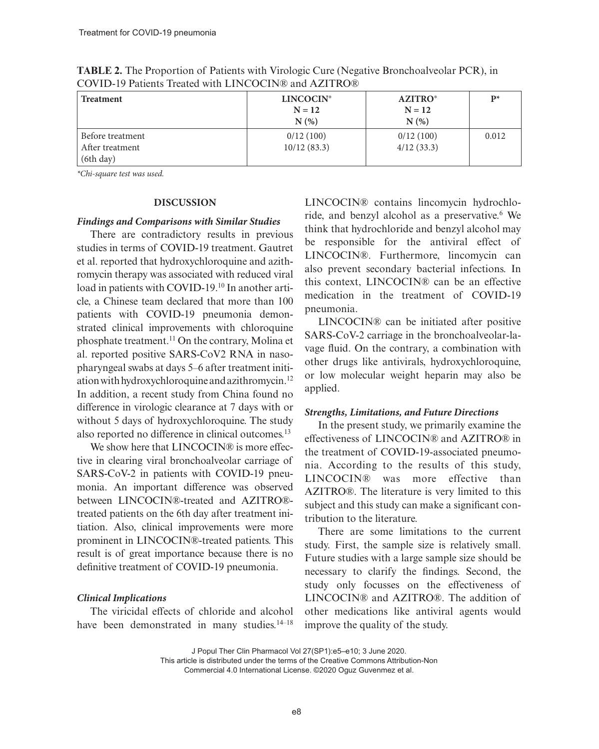**TABLE 2.** The Proportion of Patients with Virologic Cure (Negative Bronchoalveolar PCR), in COVID-19 Patients Treated with LINCOCIN® and AZITRO®

| Treatment | LINCOCIN® N = 12 N (%) | AZITRO® N = 12 N (%) | P* |
|---|---|---|---|
| Before treatment | 0/12 (100) | 0/12 (100) | 0.012 |
| After treatment (6th day) | 10/12 (83.3) | 4/12 (33.3) | |

*Chi-square test was used.*

## DISCUSSION

### *Findings and Comparisons with Similar Studies*

There are contradictory results in previous studies in terms of COVID-19 treatment. Gautret et al. reported that hydroxychloroquine and azithromycin therapy was associated with reduced viral load in patients with COVID-19.[10] In another article, a Chinese team declared that more than 100 patients with COVID-19 pneumonia demonstrated clinical improvements with chloroquine phosphate treatment.[11] On the contrary, Molina et al. reported positive SARS-CoV2 RNA in nasopharyngeal swabs at days 5–6 after treatment initiation with hydroxychloroquine and azithromycin.[12] In addition, a recent study from China found no difference in virologic clearance at 7 days with or without 5 days of hydroxychloroquine. The study also reported no difference in clinical outcomes.[13]

We show here that LINCOCIN® is more effective in clearing viral bronchoalveolar carriage of SARS-CoV-2 in patients with COVID-19 pneumonia. An important difference was observed between LINCOCIN®-treated and AZITRO®-treated patients on the 6th day after treatment initiation. Also, clinical improvements were more prominent in LINCOCIN®-treated patients. This result is of great importance because there is no definitive treatment of COVID-19 pneumonia.

### *Clinical Implications*

The viricidal effects of chloride and alcohol have been demonstrated in many studies.[14–18] LINCOCIN® contains lincomycin hydrochloride, and benzyl alcohol as a preservative.[6] We think that hydrochloride and benzyl alcohol may be responsible for the antiviral effect of LINCOCIN®. Furthermore, lincomycin can also prevent secondary bacterial infections. In this context, LINCOCIN® can be an effective medication in the treatment of COVID-19 pneumonia.

LINCOCIN® can be initiated after positive SARS-CoV-2 carriage in the bronchoalveolar-lavage fluid. On the contrary, a combination with other drugs like antivirals, hydroxychloroquine, or low molecular weight heparin may also be applied.

### *Strengths, Limitations, and Future Directions*

In the present study, we primarily examine the effectiveness of LINCOCIN® and AZITRO® in the treatment of COVID-19-associated pneumonia. According to the results of this study, LINCOCIN® was more effective than AZITRO®. The literature is very limited to this subject and this study can make a significant contribution to the literature.

There are some limitations to the current study. First, the sample size is relatively small. Future studies with a large sample size should be necessary to clarify the findings. Second, the study only focusses on the effectiveness of LINCOCIN® and AZITRO®. The addition of other medications like antiviral agents would improve the quality of the study.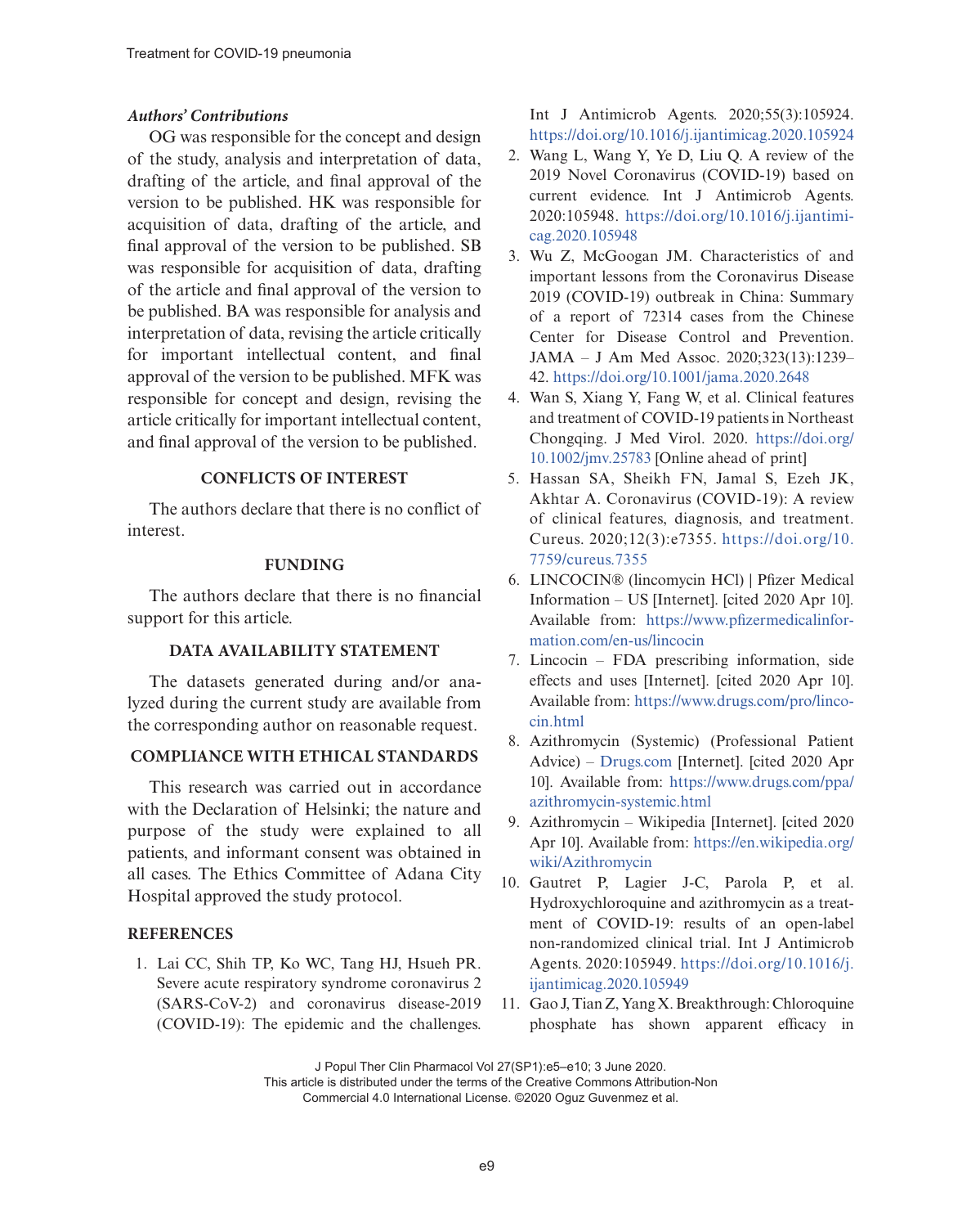### *Authors' Contributions*

OG was responsible for the concept and design of the study, analysis and interpretation of data, drafting of the article, and final approval of the version to be published. HK was responsible for acquisition of data, drafting of the article, and final approval of the version to be published. SB was responsible for acquisition of data, drafting of the article and final approval of the version to be published. BA was responsible for analysis and interpretation of data, revising the article critically for important intellectual content, and final approval of the version to be published. MFK was responsible for concept and design, revising the article critically for important intellectual content, and final approval of the version to be published.

## CONFLICTS OF INTEREST

The authors declare that there is no conflict of interest.

## FUNDING

The authors declare that there is no financial support for this article.

## DATA AVAILABILITY STATEMENT

The datasets generated during and/or analyzed during the current study are available from the corresponding author on reasonable request.

## COMPLIANCE WITH ETHICAL STANDARDS

This research was carried out in accordance with the Declaration of Helsinki; the nature and purpose of the study were explained to all patients, and informant consent was obtained in all cases. The Ethics Committee of Adana City Hospital approved the study protocol.

## REFERENCES

1. Lai CC, Shih TP, Ko WC, Tang HJ, Hsueh PR. Severe acute respiratory syndrome coronavirus 2 (SARS-CoV-2) and coronavirus disease-2019 (COVID-19): The epidemic and the challenges. Int J Antimicrob Agents. 2020;55(3):105924. https://doi.org/10.1016/j.ijantimicag.2020.105924
2. Wang L, Wang Y, Ye D, Liu Q. A review of the 2019 Novel Coronavirus (COVID-19) based on current evidence. Int J Antimicrob Agents. 2020:105948. https://doi.org/10.1016/j.ijantimicag.2020.105948
3. Wu Z, McGoogan JM. Characteristics of and important lessons from the Coronavirus Disease 2019 (COVID-19) outbreak in China: Summary of a report of 72314 cases from the Chinese Center for Disease Control and Prevention. JAMA – J Am Med Assoc. 2020;323(13):1239–42. https://doi.org/10.1001/jama.2020.2648
4. Wan S, Xiang Y, Fang W, et al. Clinical features and treatment of COVID-19 patients in Northeast Chongqing. J Med Virol. 2020. https://doi.org/10.1002/jmv.25783 [Online ahead of print]
5. Hassan SA, Sheikh FN, Jamal S, Ezeh JK, Akhtar A. Coronavirus (COVID-19): A review of clinical features, diagnosis, and treatment. Cureus. 2020;12(3):e7355. https://doi.org/10.7759/cureus.7355
6. LINCOCIN® (lincomycin HCl) | Pfizer Medical Information – US [Internet]. [cited 2020 Apr 10]. Available from: https://www.pfizermedicalinformation.com/en-us/lincocin
7. Lincocin – FDA prescribing information, side effects and uses [Internet]. [cited 2020 Apr 10]. Available from: https://www.drugs.com/pro/lincocin.html
8. Azithromycin (Systemic) (Professional Patient Advice) – Drugs.com [Internet]. [cited 2020 Apr 10]. Available from: https://www.drugs.com/ppa/azithromycin-systemic.html
9. Azithromycin – Wikipedia [Internet]. [cited 2020 Apr 10]. Available from: https://en.wikipedia.org/wiki/Azithromycin
10. Gautret P, Lagier J-C, Parola P, et al. Hydroxychloroquine and azithromycin as a treatment of COVID-19: results of an open-label non-randomized clinical trial. Int J Antimicrob Agents. 2020:105949. https://doi.org/10.1016/j.ijantimicag.2020.105949
11. Gao J, Tian Z, Yang X. Breakthrough: Chloroquine phosphate has shown apparent efficacy in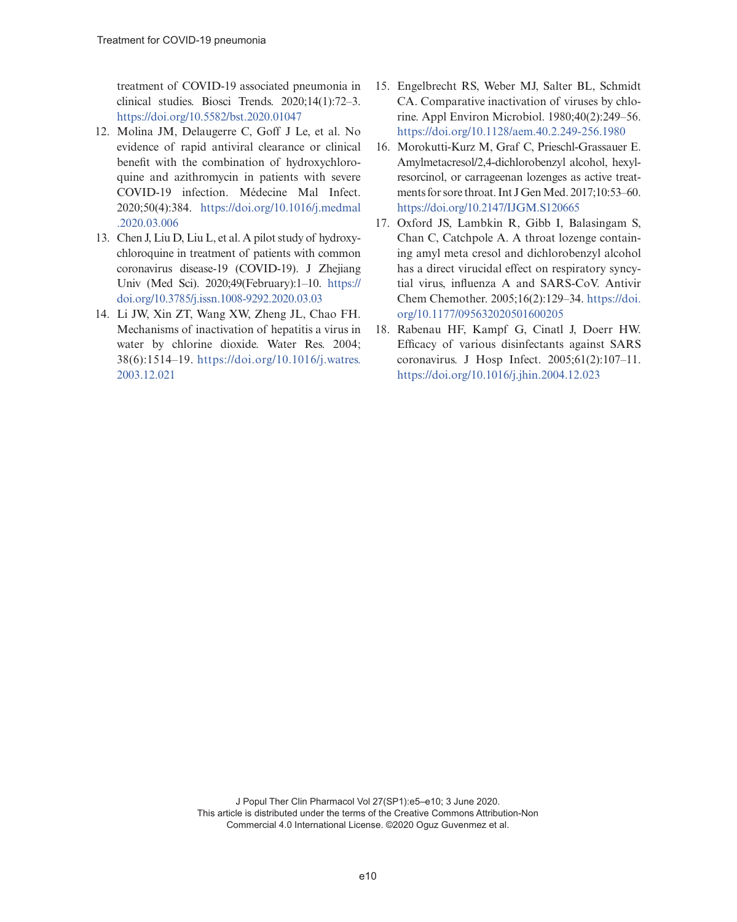treatment of COVID-19 associated pneumonia in clinical studies. Biosci Trends. 2020;14(1):72–3. https://doi.org/10.5582/bst.2020.01047

12. Molina JM, Delaugerre C, Goff J Le, et al. No evidence of rapid antiviral clearance or clinical benefit with the combination of hydroxychloroquine and azithromycin in patients with severe COVID-19 infection. Médecine Mal Infect. 2020;50(4):384. https://doi.org/10.1016/j.medmal.2020.03.006
13. Chen J, Liu D, Liu L, et al. A pilot study of hydroxychloroquine in treatment of patients with common coronavirus disease-19 (COVID-19). J Zhejiang Univ (Med Sci). 2020;49(February):1–10. https://doi.org/10.3785/j.issn.1008-9292.2020.03.03
14. Li JW, Xin ZT, Wang XW, Zheng JL, Chao FH. Mechanisms of inactivation of hepatitis a virus in water by chlorine dioxide. Water Res. 2004; 38(6):1514–19. https://doi.org/10.1016/j.watres.2003.12.021
15. Engelbrecht RS, Weber MJ, Salter BL, Schmidt CA. Comparative inactivation of viruses by chlorine. Appl Environ Microbiol. 1980;40(2):249–56. https://doi.org/10.1128/aem.40.2.249-256.1980
16. Morokutti-Kurz M, Graf C, Prieschl-Grassauer E. Amylmetacresol/2,4-dichlorobenzyl alcohol, hexylresorcinol, or carrageenan lozenges as active treatments for sore throat. Int J Gen Med. 2017;10:53–60. https://doi.org/10.2147/IJGM.S120665
17. Oxford JS, Lambkin R, Gibb I, Balasingam S, Chan C, Catchpole A. A throat lozenge containing amyl meta cresol and dichlorobenzyl alcohol has a direct virucidal effect on respiratory syncytial virus, influenza A and SARS-CoV. Antivir Chem Chemother. 2005;16(2):129–34. https://doi.org/10.1177/095632020501600205
18. Rabenau HF, Kampf G, Cinatl J, Doerr HW. Efficacy of various disinfectants against SARS coronavirus. J Hosp Infect. 2005;61(2):107–11. https://doi.org/10.1016/j.jhin.2004.12.023

This article is distributed under the terms of the Creative Commons Attribution-Non Commercial 4.0 International License. ©2020 Oguz Guvenmez et al.